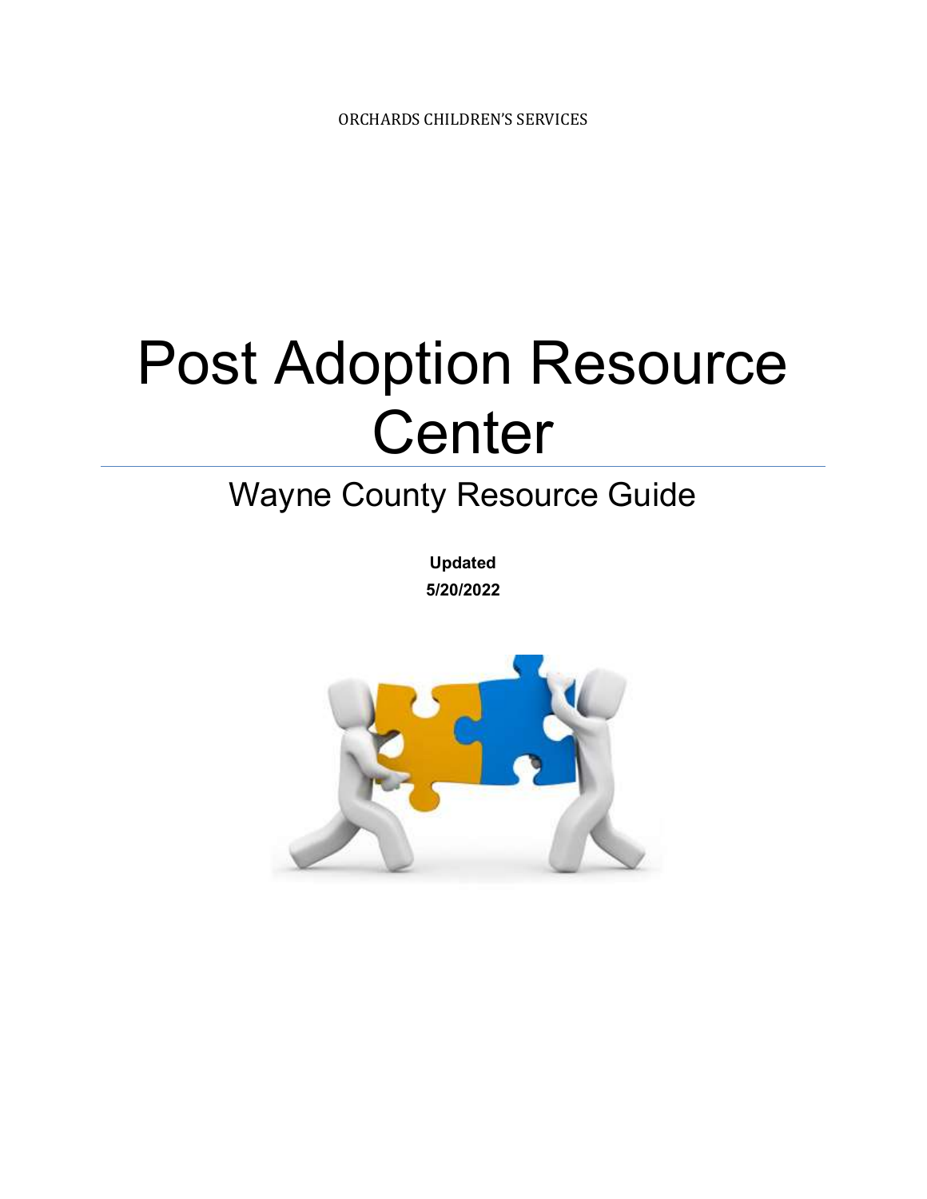ORCHARDS CHILDREN'S SERVICES

# Post Adoption Resource Center

## Wayne County Resource Guide

**Updated**
**5/20/2022**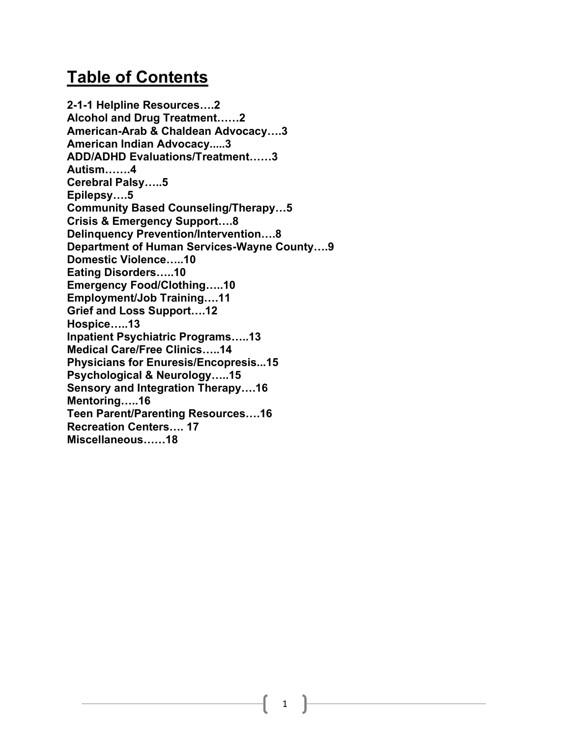# Table of Contents

**2-1-1 Helpline Resources….2**
**Alcohol and Drug Treatment……2**
**American-Arab & Chaldean Advocacy….3**
**American Indian Advocacy.....3**
**ADD/ADHD Evaluations/Treatment……3**
**Autism…….4**
**Cerebral Palsy…..5**
**Epilepsy….5**
**Community Based Counseling/Therapy…5**
**Crisis & Emergency Support….8**
**Delinquency Prevention/Intervention….8**
**Department of Human Services-Wayne County….9**
**Domestic Violence…..10**
**Eating Disorders…..10**
**Emergency Food/Clothing…..10**
**Employment/Job Training….11**
**Grief and Loss Support….12**
**Hospice…..13**
**Inpatient Psychiatric Programs…..13**
**Medical Care/Free Clinics…..14**
**Physicians for Enuresis/Encopresis...15**
**Psychological & Neurology…..15**
**Sensory and Integration Therapy….16**
**Mentoring…..16**
**Teen Parent/Parenting Resources….16**
**Recreation Centers…. 17**
**Miscellaneous……18**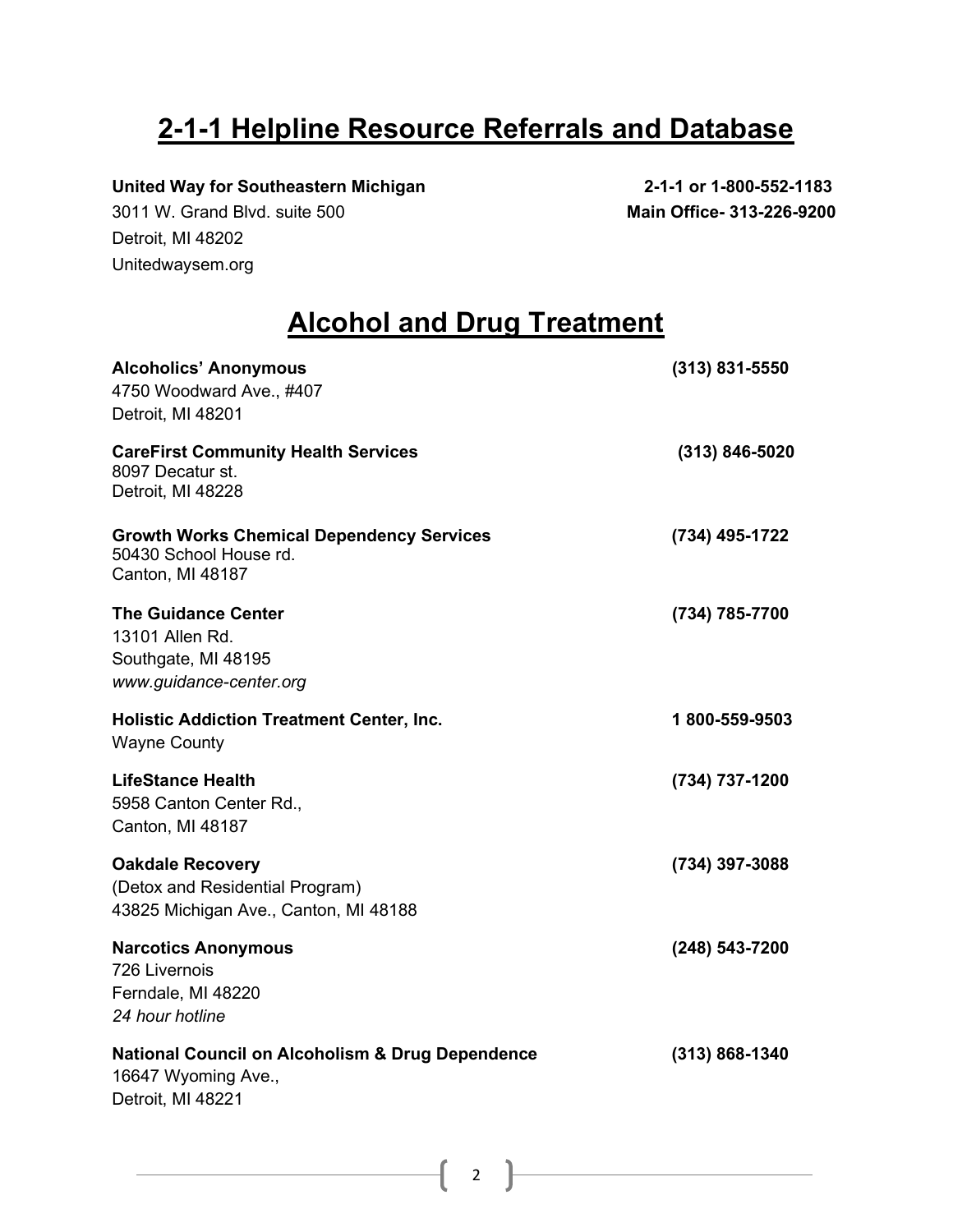# 2-1-1 Helpline Resource Referrals and Database

**United Way for Southeastern Michigan** **2-1-1 or 1-800-552-1183**
3011 W. Grand Blvd. suite 500 **Main Office- 313-226-9200**
Detroit, MI 48202
Unitedwaysem.org

# Alcohol and Drug Treatment

**Alcoholics' Anonymous** **(313) 831-5550**
4750 Woodward Ave., #407
Detroit, MI 48201

**CareFirst Community Health Services** **(313) 846-5020**
8097 Decatur st.
Detroit, MI 48228

**Growth Works Chemical Dependency Services** **(734) 495-1722**
50430 School House rd.
Canton, MI 48187

**The Guidance Center** **(734) 785-7700**
13101 Allen Rd.
Southgate, MI 48195
*www.guidance-center.org*

**Holistic Addiction Treatment Center, Inc.** **1 800-559-9503**
Wayne County

**LifeStance Health** **(734) 737-1200**
5958 Canton Center Rd.,
Canton, MI 48187

**Oakdale Recovery** **(734) 397-3088**
(Detox and Residential Program)
43825 Michigan Ave., Canton, MI 48188

**Narcotics Anonymous** **(248) 543-7200**
726 Livernois
Ferndale, MI 48220
*24 hour hotline*

**National Council on Alcoholism & Drug Dependence** **(313) 868-1340**
16647 Wyoming Ave.,
Detroit, MI 48221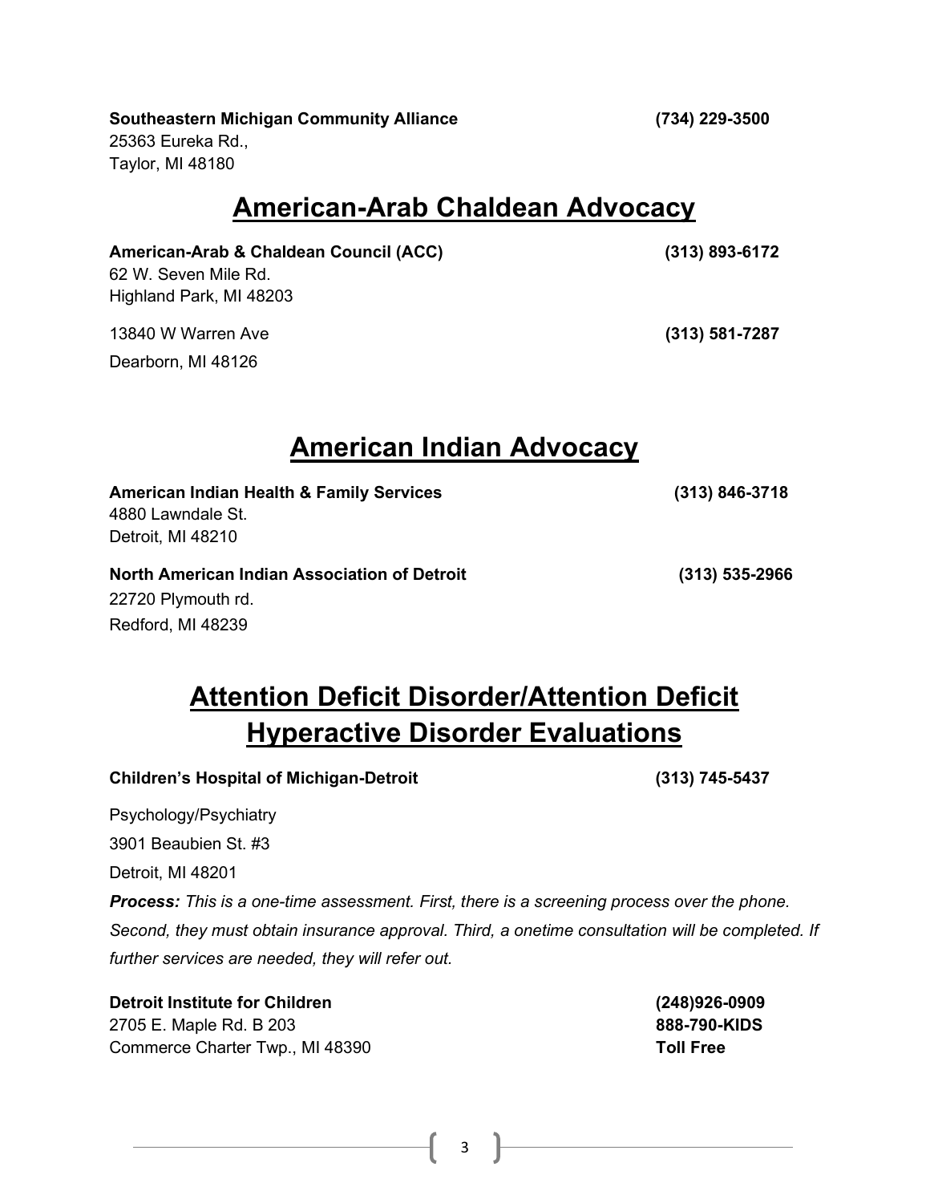**Southeastern Michigan Community Alliance** **(734) 229-3500**
25363 Eureka Rd.,
Taylor, MI 48180

## American-Arab Chaldean Advocacy

**American-Arab & Chaldean Council (ACC)** **(313) 893-6172**
62 W. Seven Mile Rd.
Highland Park, MI 48203

13840 W Warren Ave **(313) 581-7287**
Dearborn, MI 48126

## American Indian Advocacy

**American Indian Health & Family Services** **(313) 846-3718**
4880 Lawndale St.
Detroit, MI 48210

**North American Indian Association of Detroit** **(313) 535-2966**
22720 Plymouth rd.
Redford, MI 48239

## Attention Deficit Disorder/Attention Deficit Hyperactive Disorder Evaluations

**Children's Hospital of Michigan-Detroit** **(313) 745-5437**

Psychology/Psychiatry
3901 Beaubien St. #3
Detroit, MI 48201

***Process:*** *This is a one-time assessment. First, there is a screening process over the phone. Second, they must obtain insurance approval. Third, a onetime consultation will be completed. If further services are needed, they will refer out.*

**Detroit Institute for Children** **(248)926-0909**
2705 E. Maple Rd. B 203 **888-790-KIDS**
Commerce Charter Twp., MI 48390 **Toll Free**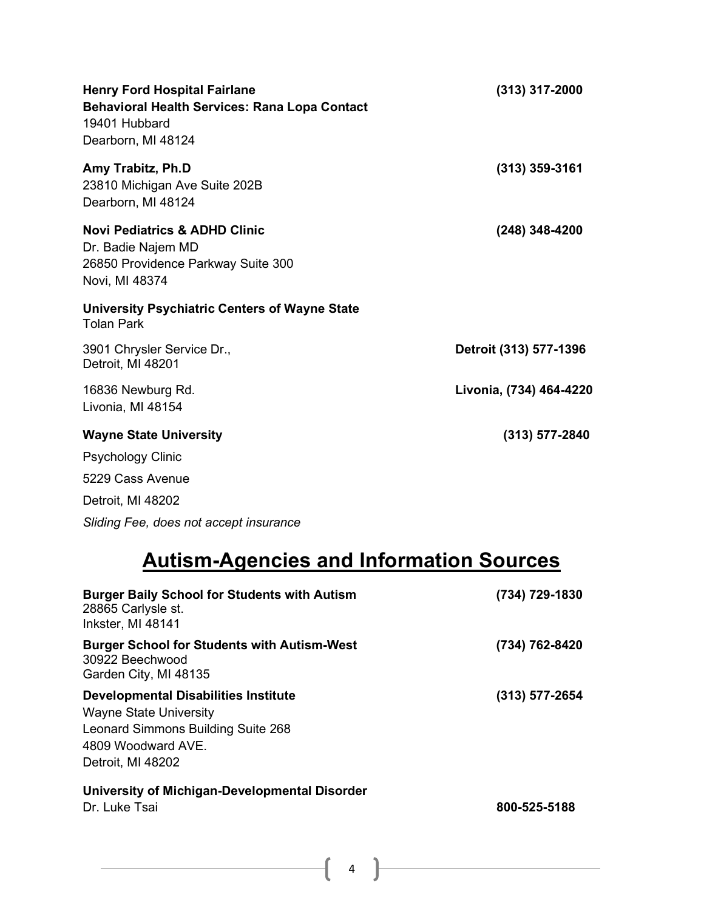**Henry Ford Hospital Fairlane** (313) 317-2000
**Behavioral Health Services: Rana Lopa Contact**
19401 Hubbard
Dearborn, MI 48124

**Amy Trabitz, Ph.D** (313) 359-3161
23810 Michigan Ave Suite 202B
Dearborn, MI 48124

**Novi Pediatrics & ADHD Clinic** (248) 348-4200
Dr. Badie Najem MD
26850 Providence Parkway Suite 300
Novi, MI 48374

**University Psychiatric Centers of Wayne State**
Tolan Park

3901 Chrysler Service Dr., **Detroit (313) 577-1396**
Detroit, MI 48201

16836 Newburg Rd. **Livonia, (734) 464-4220**
Livonia, MI 48154

**Wayne State University** (313) 577-2840

Psychology Clinic

5229 Cass Avenue

Detroit, MI 48202

*Sliding Fee, does not accept insurance*

# Autism-Agencies and Information Sources

**Burger Baily School for Students with Autism** (734) 729-1830
28865 Carlysle st.
Inkster, MI 48141

**Burger School for Students with Autism-West** (734) 762-8420
30922 Beechwood
Garden City, MI 48135

**Developmental Disabilities Institute** (313) 577-2654
Wayne State University
Leonard Simmons Building Suite 268
4809 Woodward AVE.
Detroit, MI 48202

**University of Michigan-Developmental Disorder**
Dr. Luke Tsai **800-525-5188**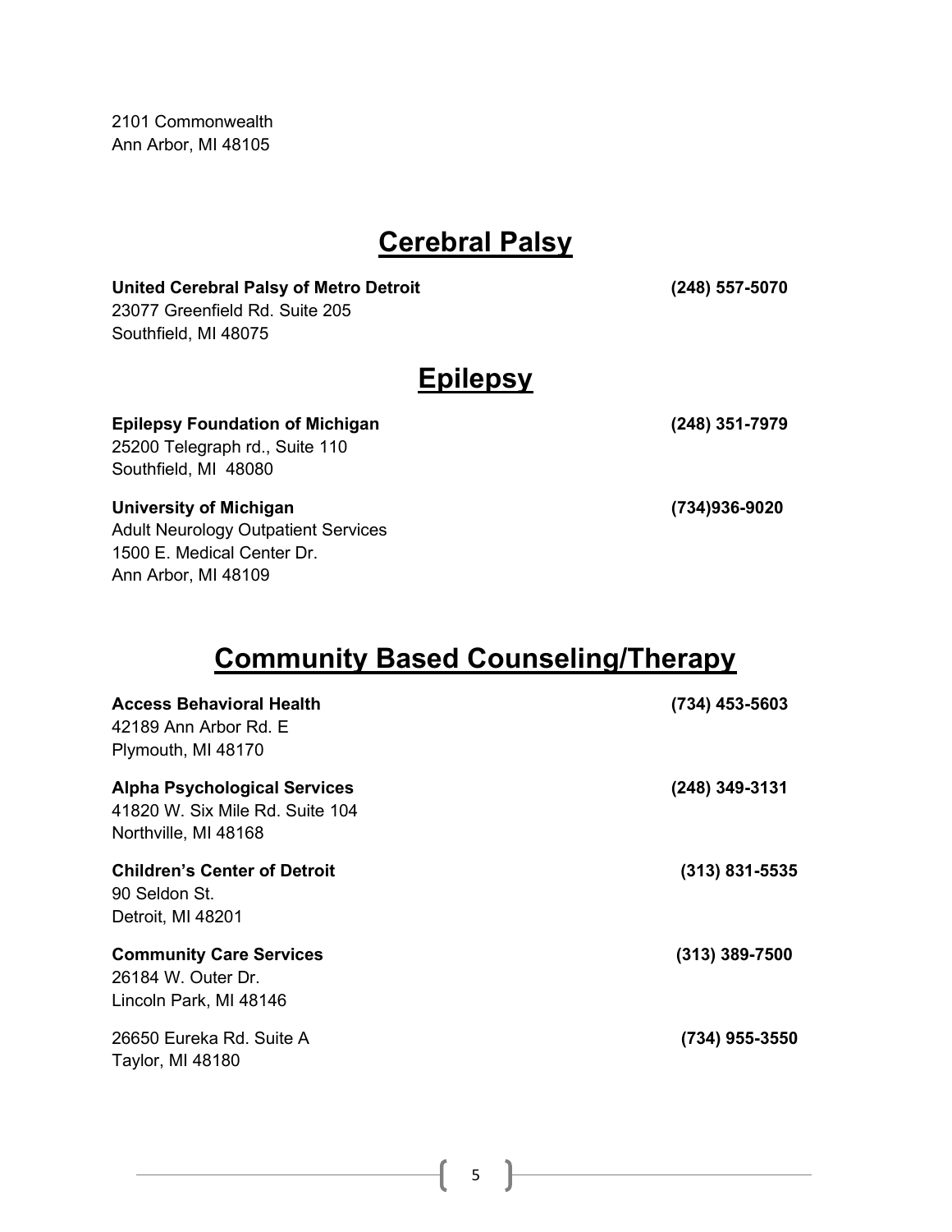2101 Commonwealth
Ann Arbor, MI 48105

## Cerebral Palsy

**United Cerebral Palsy of Metro Detroit** **(248) 557-5070**
23077 Greenfield Rd. Suite 205
Southfield, MI 48075

## Epilepsy

**Epilepsy Foundation of Michigan** **(248) 351-7979**
25200 Telegraph rd., Suite 110
Southfield, MI 48080

**University of Michigan** **(734)936-9020**
Adult Neurology Outpatient Services
1500 E. Medical Center Dr.
Ann Arbor, MI 48109

## Community Based Counseling/Therapy

**Access Behavioral Health** **(734) 453-5603**
42189 Ann Arbor Rd. E
Plymouth, MI 48170

**Alpha Psychological Services** **(248) 349-3131**
41820 W. Six Mile Rd. Suite 104
Northville, MI 48168

**Children's Center of Detroit** **(313) 831-5535**
90 Seldon St.
Detroit, MI 48201

**Community Care Services** **(313) 389-7500**
26184 W. Outer Dr.
Lincoln Park, MI 48146

26650 Eureka Rd. Suite A **(734) 955-3550**
Taylor, MI 48180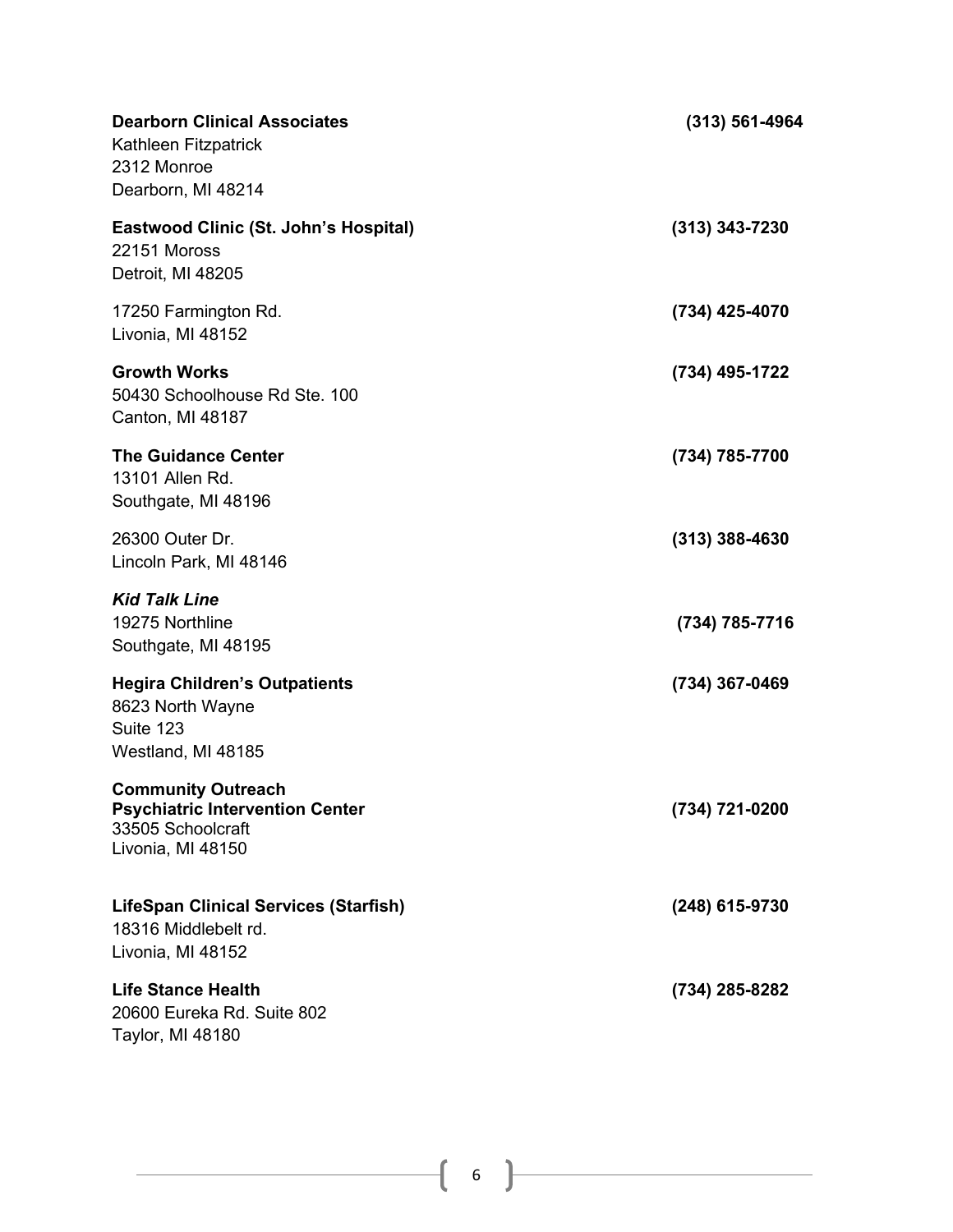**Dearborn Clinical Associates** **(313) 561-4964**
Kathleen Fitzpatrick
2312 Monroe
Dearborn, MI 48214

**Eastwood Clinic (St. John's Hospital)** **(313) 343-7230**
22151 Moross
Detroit, MI 48205

17250 Farmington Rd. **(734) 425-4070**
Livonia, MI 48152

**Growth Works** **(734) 495-1722**
50430 Schoolhouse Rd Ste. 100
Canton, MI 48187

**The Guidance Center** **(734) 785-7700**
13101 Allen Rd.
Southgate, MI 48196

26300 Outer Dr. **(313) 388-4630**
Lincoln Park, MI 48146

***Kid Talk Line***
19275 Northline **(734) 785-7716**
Southgate, MI 48195

**Hegira Children's Outpatients** **(734) 367-0469**
8623 North Wayne
Suite 123
Westland, MI 48185

**Community Outreach**
**Psychiatric Intervention Center** **(734) 721-0200**
33505 Schoolcraft
Livonia, MI 48150

**LifeSpan Clinical Services (Starfish)** **(248) 615-9730**
18316 Middlebelt rd.
Livonia, MI 48152

**Life Stance Health** **(734) 285-8282**
20600 Eureka Rd. Suite 802
Taylor, MI 48180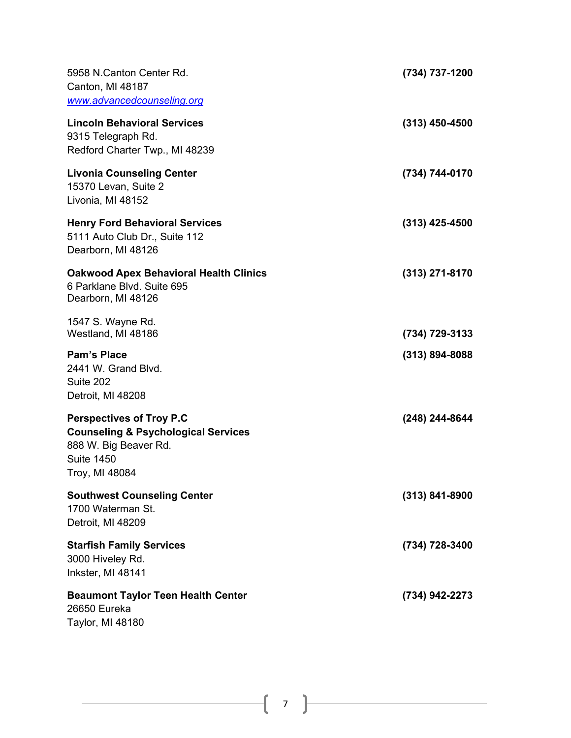5958 N.Canton Center Rd.
Canton, MI 48187
www.advancedcounseling.org

**(734) 737-1200**

**Lincoln Behavioral Services**
9315 Telegraph Rd.
Redford Charter Twp., MI 48239

**(313) 450-4500**

**Livonia Counseling Center**
15370 Levan, Suite 2
Livonia, MI 48152

**(734) 744-0170**

**Henry Ford Behavioral Services**
5111 Auto Club Dr., Suite 112
Dearborn, MI 48126

**(313) 425-4500**

**Oakwood Apex Behavioral Health Clinics**
6 Parklane Blvd. Suite 695
Dearborn, MI 48126

**(313) 271-8170**

1547 S. Wayne Rd.
Westland, MI 48186

**(734) 729-3133**

**Pam's Place**
2441 W. Grand Blvd.
Suite 202
Detroit, MI 48208

**(313) 894-8088**

**Perspectives of Troy P.C**
**Counseling & Psychological Services**
888 W. Big Beaver Rd.
Suite 1450
Troy, MI 48084

**(248) 244-8644**

**Southwest Counseling Center**
1700 Waterman St.
Detroit, MI 48209

**(313) 841-8900**

**Starfish Family Services**
3000 Hiveley Rd.
Inkster, MI 48141

**(734) 728-3400**

**Beaumont Taylor Teen Health Center**
26650 Eureka
Taylor, MI 48180

**(734) 942-2273**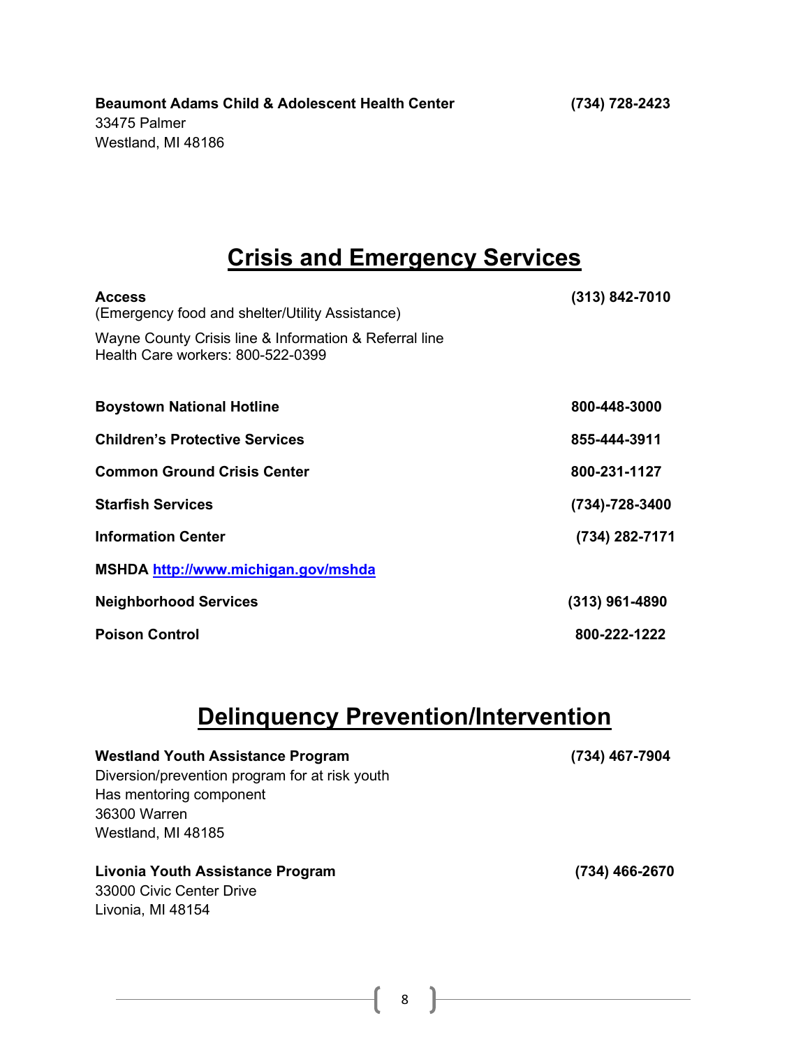**Beaumont Adams Child & Adolescent Health Center** **(734) 728-2423**
33475 Palmer
Westland, MI 48186

# Crisis and Emergency Services

**Access** **(313) 842-7010**
(Emergency food and shelter/Utility Assistance)

Wayne County Crisis line & Information & Referral line
Health Care workers: 800-522-0399

**Boystown National Hotline** **800-448-3000**

**Children's Protective Services** **855-444-3911**

**Common Ground Crisis Center** **800-231-1127**

**Starfish Services** **(734)-728-3400**

**Information Center** **(734) 282-7171**

**MSHDA** **[http://www.michigan.gov/mshda](http://www.michigan.gov/mshda)**

**Neighborhood Services** **(313) 961-4890**

**Poison Control** **800-222-1222**

# Delinquency Prevention/Intervention

**Westland Youth Assistance Program** **(734) 467-7904**
Diversion/prevention program for at risk youth
Has mentoring component
36300 Warren
Westland, MI 48185

**Livonia Youth Assistance Program** **(734) 466-2670**
33000 Civic Center Drive
Livonia, MI 48154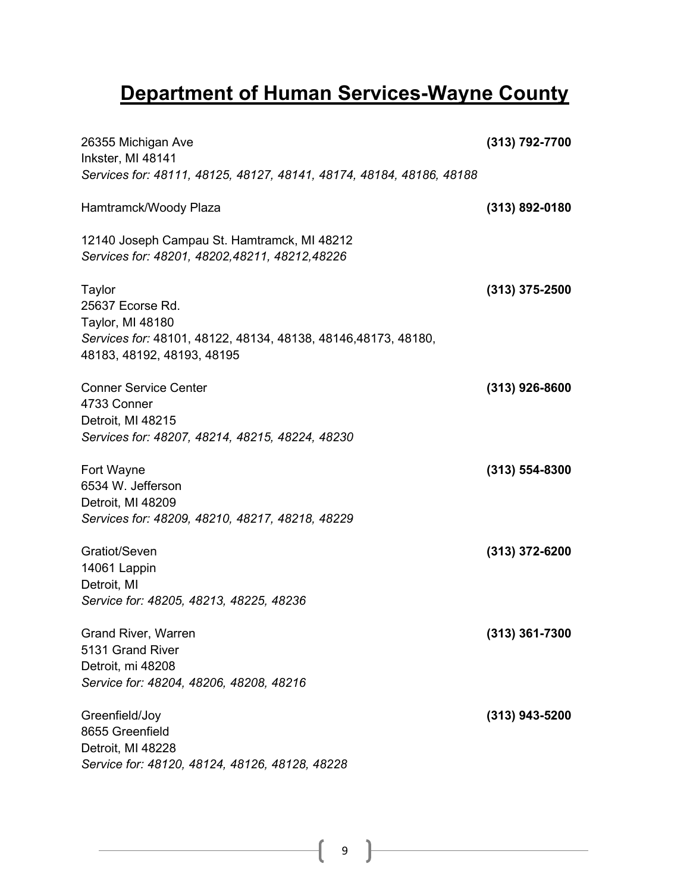# Department of Human Services-Wayne County

26355 Michigan Ave **(313) 792-7700**
Inkster, MI 48141
*Services for: 48111, 48125, 48127, 48141, 48174, 48184, 48186, 48188*

Hamtramck/Woody Plaza **(313) 892-0180**

12140 Joseph Campau St. Hamtramck, MI 48212
*Services for: 48201, 48202,48211, 48212,48226*

Taylor **(313) 375-2500**
25637 Ecorse Rd.
Taylor, MI 48180
*Services for:* 48101, 48122, 48134, 48138, 48146,48173, 48180, 48183, 48192, 48193, 48195

Conner Service Center **(313) 926-8600**
4733 Conner
Detroit, MI 48215
*Services for: 48207, 48214, 48215, 48224, 48230*

Fort Wayne **(313) 554-8300**
6534 W. Jefferson
Detroit, MI 48209
*Services for: 48209, 48210, 48217, 48218, 48229*

Gratiot/Seven **(313) 372-6200**
14061 Lappin
Detroit, MI
*Service for: 48205, 48213, 48225, 48236*

Grand River, Warren **(313) 361-7300**
5131 Grand River
Detroit, mi 48208
*Service for: 48204, 48206, 48208, 48216*

Greenfield/Joy **(313) 943-5200**
8655 Greenfield
Detroit, MI 48228
*Service for: 48120, 48124, 48126, 48128, 48228*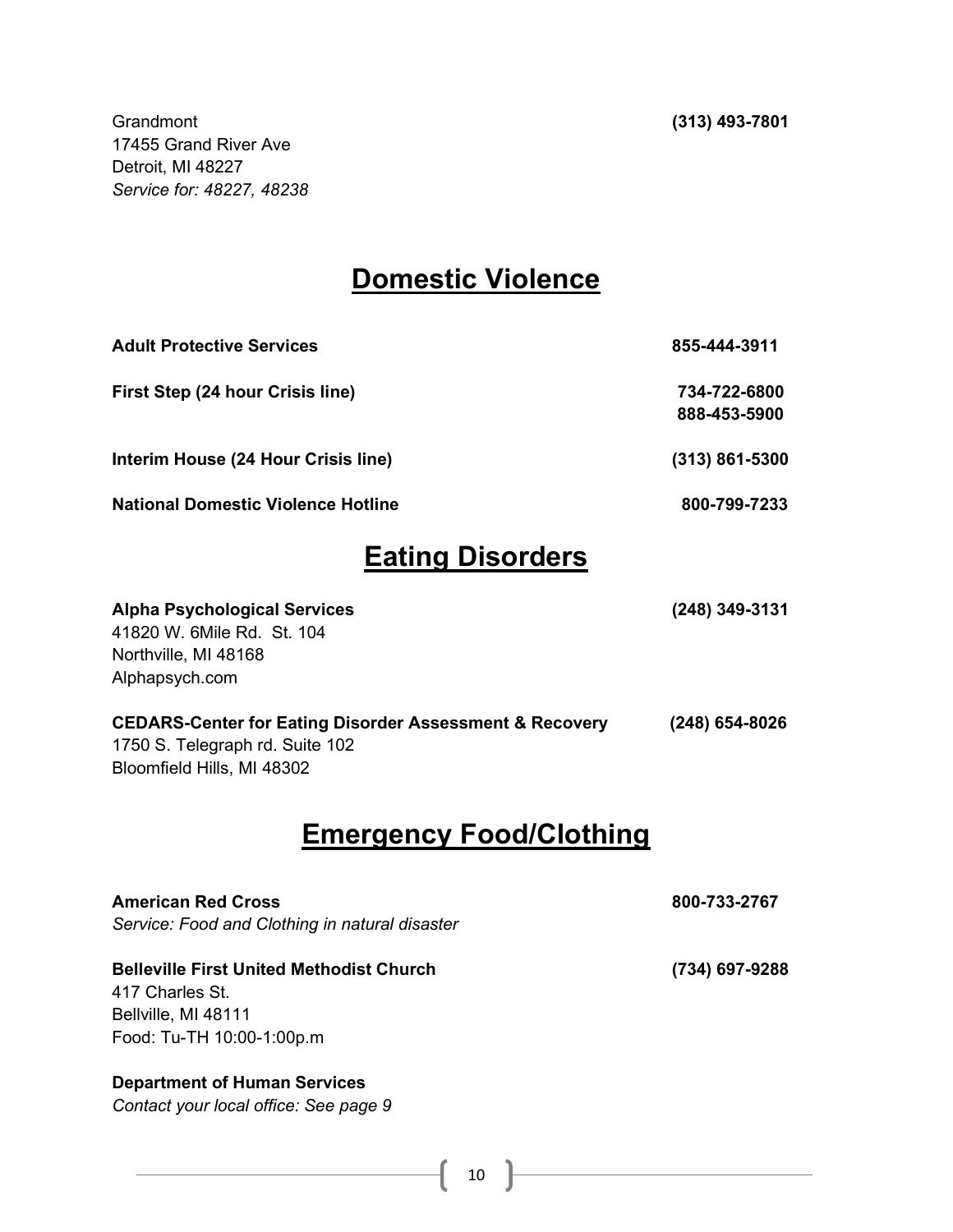Grandmont **(313) 493-7801**
17455 Grand River Ave
Detroit, MI 48227
*Service for: 48227, 48238*

## Domestic Violence

**Adult Protective Services** **855-444-3911**

**First Step (24 hour Crisis line)** **734-722-6800**
**888-453-5900**

**Interim House (24 Hour Crisis line)** **(313) 861-5300**

**National Domestic Violence Hotline** **800-799-7233**

## Eating Disorders

**Alpha Psychological Services** **(248) 349-3131**
41820 W. 6Mile Rd. St. 104
Northville, MI 48168
Alphapsych.com

**CEDARS-Center for Eating Disorder Assessment & Recovery** **(248) 654-8026**
1750 S. Telegraph rd. Suite 102
Bloomfield Hills, MI 48302

## Emergency Food/Clothing

**American Red Cross** **800-733-2767**
*Service: Food and Clothing in natural disaster*

**Belleville First United Methodist Church** **(734) 697-9288**
417 Charles St.
Bellville, MI 48111
Food: Tu-TH 10:00-1:00p.m

**Department of Human Services**
*Contact your local office: See page 9*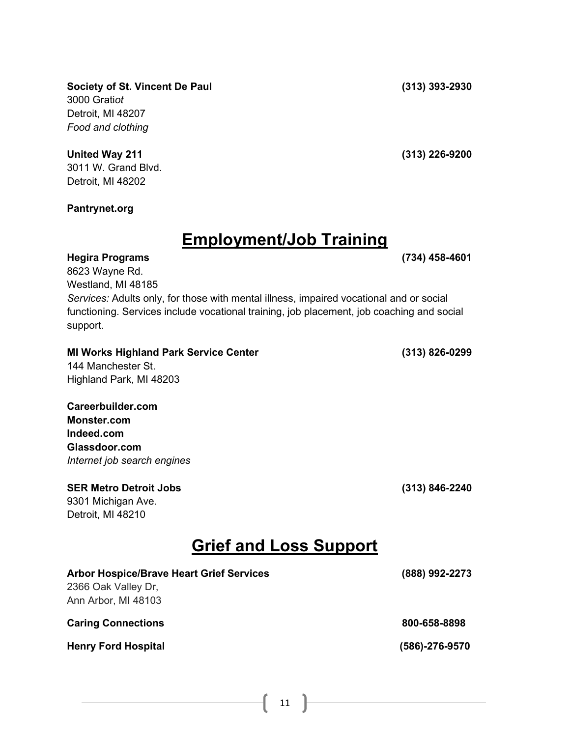**Society of St. Vincent De Paul** **(313) 393-2930**
3000 Grati*ot*
Detroit, MI 48207
*Food and clothing*

**United Way 211** **(313) 226-9200**
3011 W. Grand Blvd.
Detroit, MI 48202

**Pantrynet.org**

## Employment/Job Training

**Hegira Programs** **(734) 458-4601**
8623 Wayne Rd.
Westland, MI 48185
*Services:* Adults only, for those with mental illness, impaired vocational and or social functioning. Services include vocational training, job placement, job coaching and social support.

**MI Works Highland Park Service Center** **(313) 826-0299**
144 Manchester St.
Highland Park, MI 48203

**Careerbuilder.com**
**Monster.com**
**Indeed.com**
**Glassdoor.com**
*Internet job search engines*

**SER Metro Detroit Jobs** **(313) 846-2240**
9301 Michigan Ave.
Detroit, MI 48210

## Grief and Loss Support

**Arbor Hospice/Brave Heart Grief Services** **(888) 992-2273**
2366 Oak Valley Dr,
Ann Arbor, MI 48103

**Caring Connections** **800-658-8898**

**Henry Ford Hospital** **(586)-276-9570**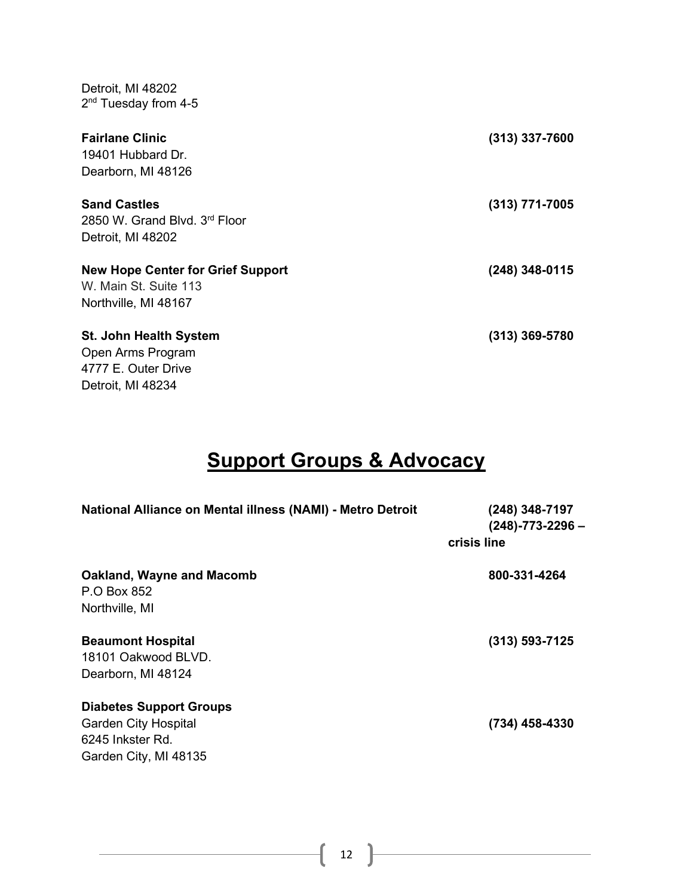Detroit, MI 48202
2nd Tuesday from 4-5

**Fairlane Clinic** **(313) 337-7600**
19401 Hubbard Dr.
Dearborn, MI 48126

**Sand Castles** **(313) 771-7005**
2850 W. Grand Blvd. 3rd Floor
Detroit, MI 48202

**New Hope Center for Grief Support** **(248) 348-0115**
W. Main St. Suite 113
Northville, MI 48167

**St. John Health System** **(313) 369-5780**
Open Arms Program
4777 E. Outer Drive
Detroit, MI 48234

# Support Groups & Advocacy

**National Alliance on Mental illness (NAMI) - Metro Detroit** **(248) 348-7197**
**(248)-773-2296 – crisis line**

**Oakland, Wayne and Macomb** **800-331-4264**
P.O Box 852
Northville, MI

**Beaumont Hospital** **(313) 593-7125**
18101 Oakwood BLVD.
Dearborn, MI 48124

**Diabetes Support Groups**
Garden City Hospital **(734) 458-4330**
6245 Inkster Rd.
Garden City, MI 48135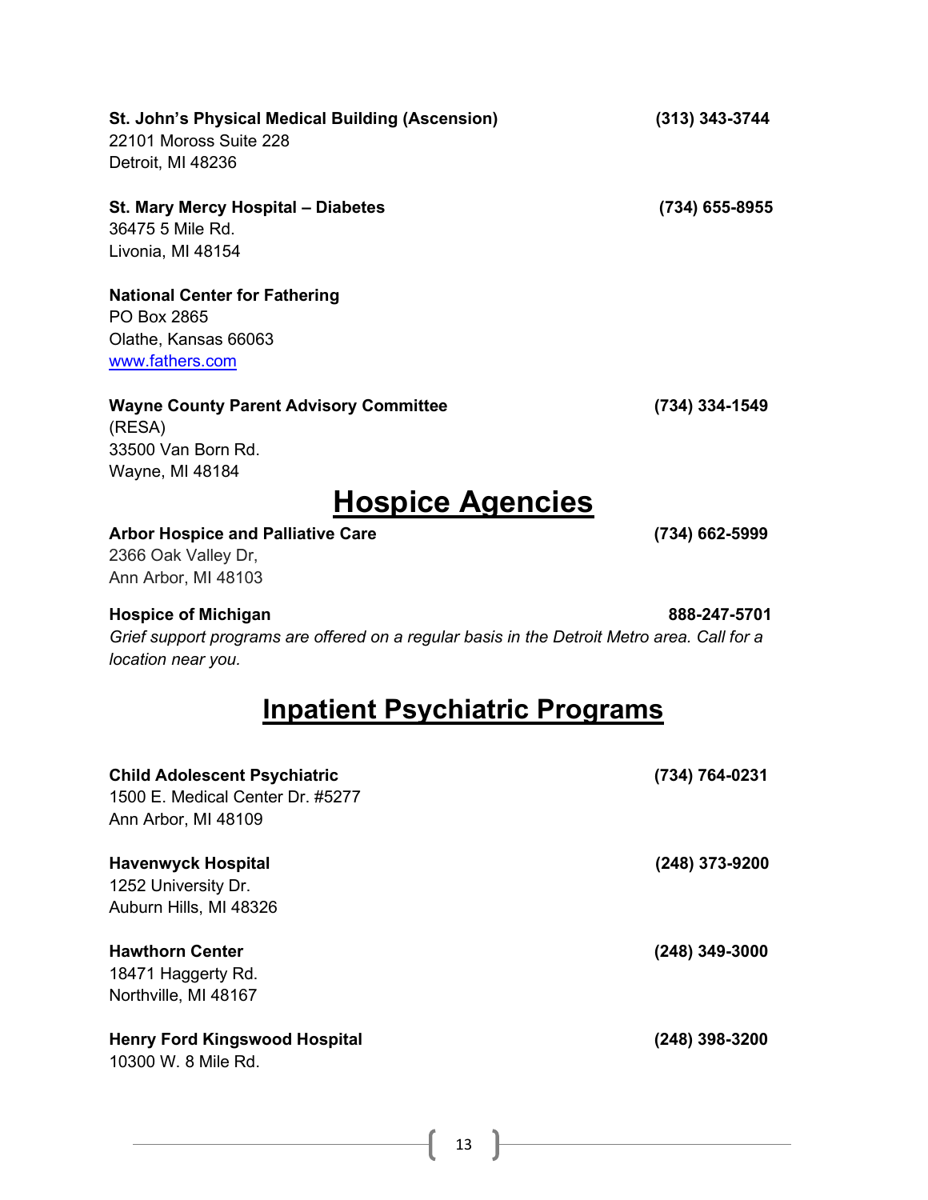**St. John's Physical Medical Building (Ascension)** **(313) 343-3744**
22101 Moross Suite 228
Detroit, MI 48236

**St. Mary Mercy Hospital – Diabetes** **(734) 655-8955**
36475 5 Mile Rd.
Livonia, MI 48154

**National Center for Fathering**
PO Box 2865
Olathe, Kansas 66063
www.fathers.com

**Wayne County Parent Advisory Committee** **(734) 334-1549**
(RESA)
33500 Van Born Rd.
Wayne, MI 48184

# Hospice Agencies

**Arbor Hospice and Palliative Care** **(734) 662-5999**
2366 Oak Valley Dr,
Ann Arbor, MI 48103

**Hospice of Michigan** **888-247-5701**
*Grief support programs are offered on a regular basis in the Detroit Metro area. Call for a location near you.*

# Inpatient Psychiatric Programs

**Child Adolescent Psychiatric** **(734) 764-0231**
1500 E. Medical Center Dr. #5277
Ann Arbor, MI 48109

**Havenwyck Hospital** **(248) 373-9200**
1252 University Dr.
Auburn Hills, MI 48326

**Hawthorn Center** **(248) 349-3000**
18471 Haggerty Rd.
Northville, MI 48167

**Henry Ford Kingswood Hospital** **(248) 398-3200**
10300 W. 8 Mile Rd.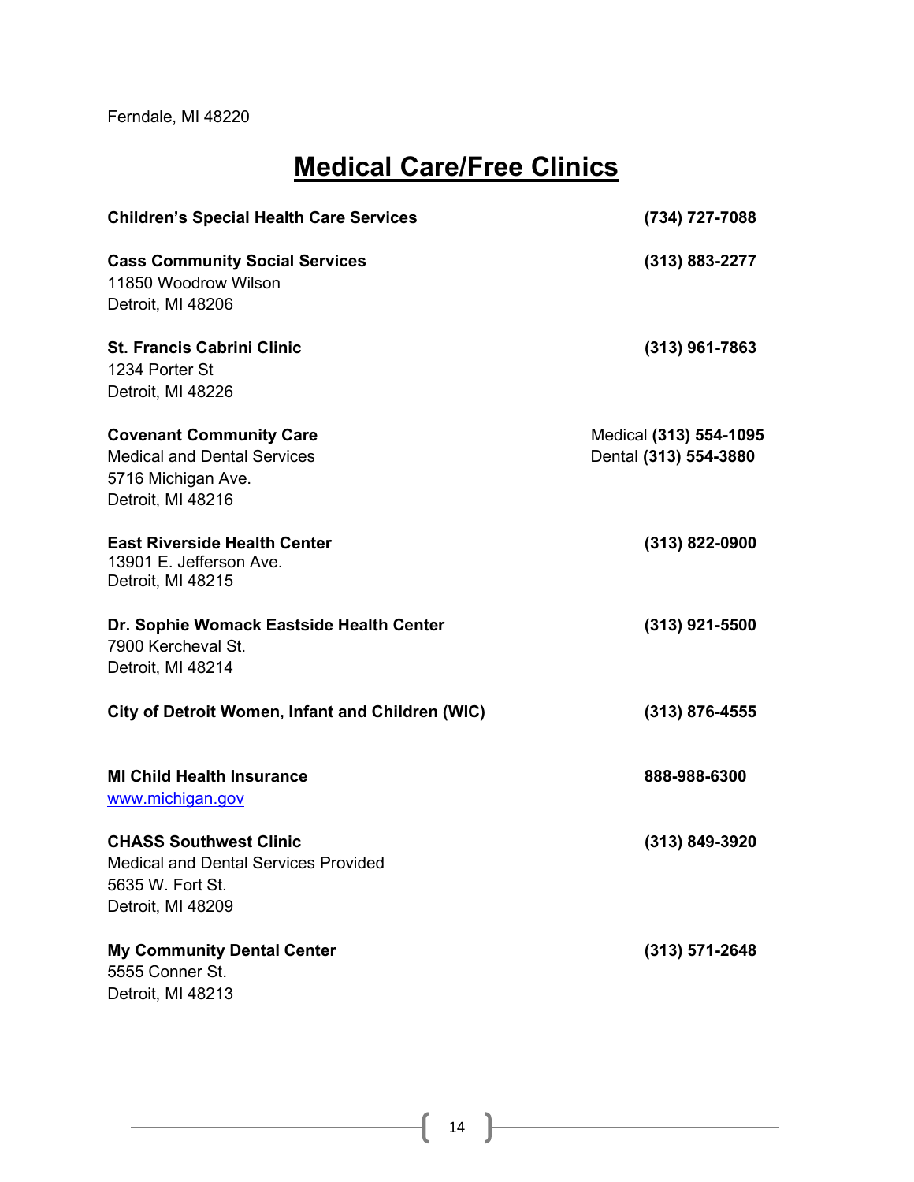Ferndale, MI 48220

# Medical Care/Free Clinics

**Children's Special Health Care Services** **(734) 727-7088**

**Cass Community Social Services** **(313) 883-2277**
11850 Woodrow Wilson
Detroit, MI 48206

**St. Francis Cabrini Clinic** **(313) 961-7863**
1234 Porter St
Detroit, MI 48226

**Covenant Community Care**
Medical and Dental Services
5716 Michigan Ave.
Detroit, MI 48216
Medical **(313) 554-1095**
Dental **(313) 554-3880**

**East Riverside Health Center** **(313) 822-0900**
13901 E. Jefferson Ave.
Detroit, MI 48215

**Dr. Sophie Womack Eastside Health Center** **(313) 921-5500**
7900 Kercheval St.
Detroit, MI 48214

**City of Detroit Women, Infant and Children (WIC)** **(313) 876-4555**

**MI Child Health Insurance** **888-988-6300**
www.michigan.gov

**CHASS Southwest Clinic** **(313) 849-3920**
Medical and Dental Services Provided
5635 W. Fort St.
Detroit, MI 48209

**My Community Dental Center** **(313) 571-2648**
5555 Conner St.
Detroit, MI 48213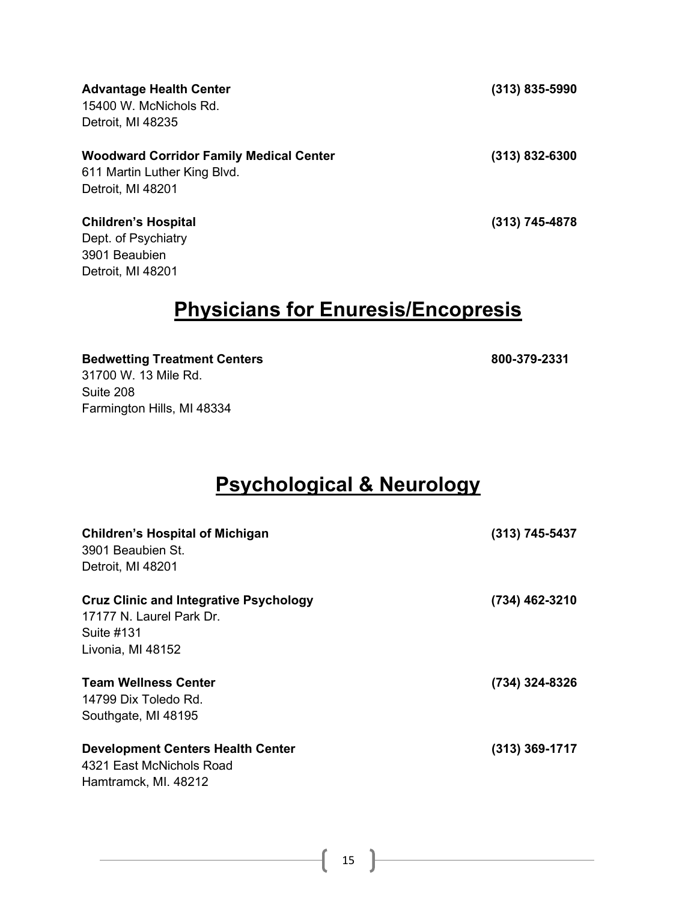**Advantage Health Center** (313) 835-5990
15400 W. McNichols Rd.
Detroit, MI 48235

**Woodward Corridor Family Medical Center** (313) 832-6300
611 Martin Luther King Blvd.
Detroit, MI 48201

**Children's Hospital** (313) 745-4878
Dept. of Psychiatry
3901 Beaubien
Detroit, MI 48201

# Physicians for Enuresis/Encopresis

**Bedwetting Treatment Centers** 800-379-2331
31700 W. 13 Mile Rd.
Suite 208
Farmington Hills, MI 48334

# Psychological & Neurology

**Children's Hospital of Michigan** (313) 745-5437
3901 Beaubien St.
Detroit, MI 48201

**Cruz Clinic and Integrative Psychology** (734) 462-3210
17177 N. Laurel Park Dr.
Suite #131
Livonia, MI 48152

**Team Wellness Center** (734) 324-8326
14799 Dix Toledo Rd.
Southgate, MI 48195

**Development Centers Health Center** (313) 369-1717
4321 East McNichols Road
Hamtramck, MI. 48212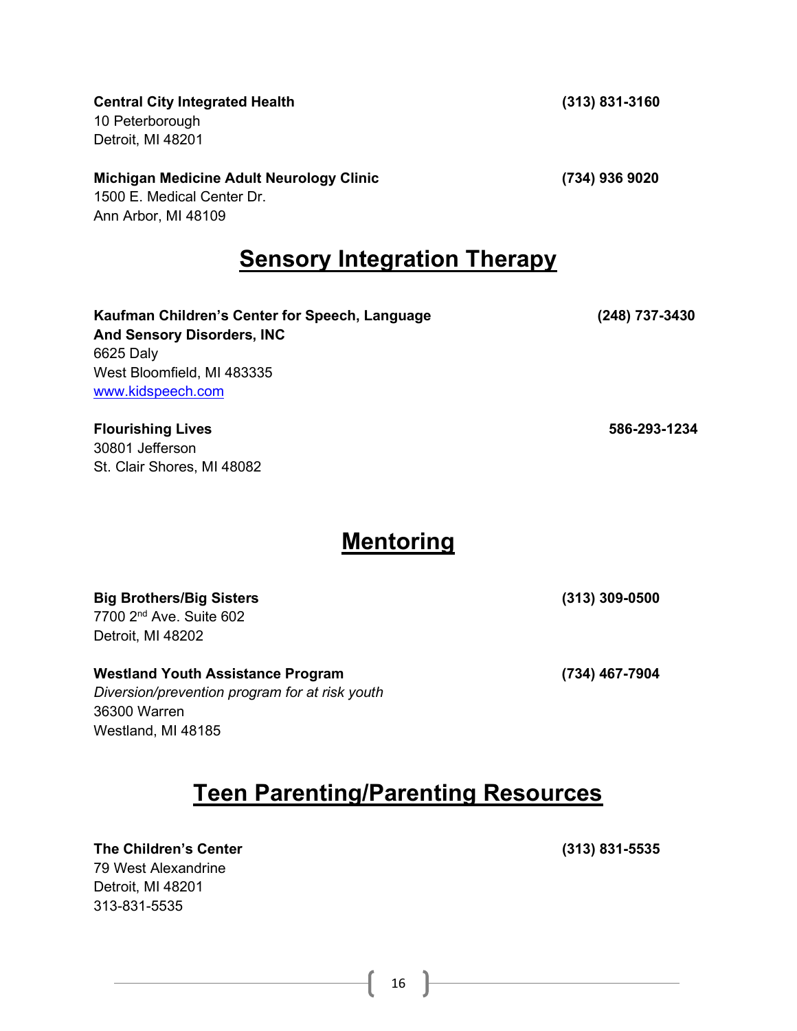**Central City Integrated Health** (313) 831-3160
10 Peterborough
Detroit, MI 48201

**Michigan Medicine Adult Neurology Clinic** (734) 936 9020
1500 E. Medical Center Dr.
Ann Arbor, MI 48109

## Sensory Integration Therapy

**Kaufman Children's Center for Speech, Language And Sensory Disorders, INC** (248) 737-3430
6625 Daly
West Bloomfield, MI 483335
www.kidspeech.com

**Flourishing Lives** 586-293-1234
30801 Jefferson
St. Clair Shores, MI 48082

## Mentoring

**Big Brothers/Big Sisters** (313) 309-0500
7700 2nd Ave. Suite 602
Detroit, MI 48202

**Westland Youth Assistance Program** (734) 467-7904
*Diversion/prevention program for at risk youth*
36300 Warren
Westland, MI 48185

## Teen Parenting/Parenting Resources

**The Children's Center** (313) 831-5535
79 West Alexandrine
Detroit, MI 48201
313-831-5535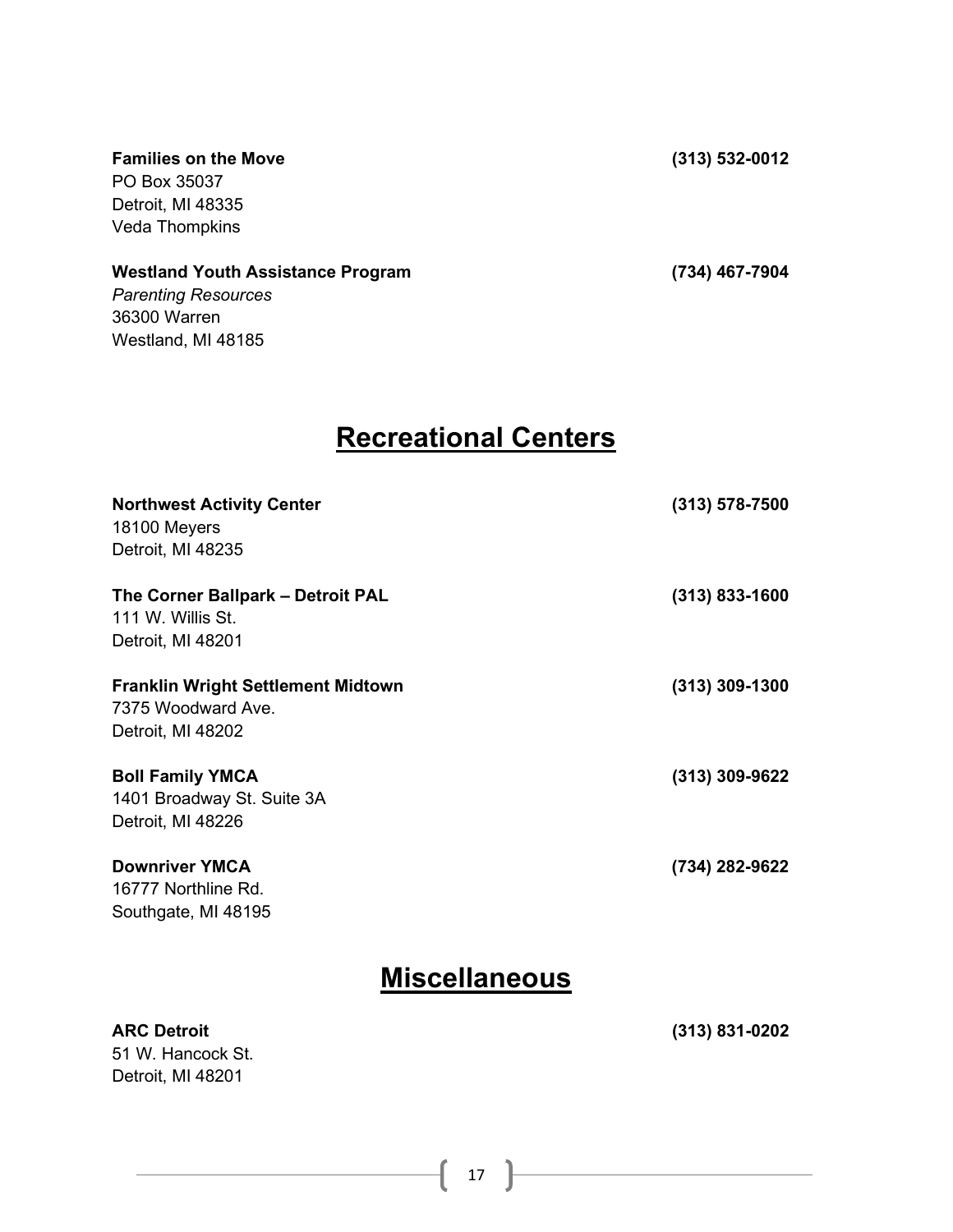**Families on the Move** (313) 532-0012
PO Box 35037
Detroit, MI 48335
Veda Thompkins

**Westland Youth Assistance Program** (734) 467-7904
*Parenting Resources*
36300 Warren
Westland, MI 48185

## Recreational Centers

**Northwest Activity Center** (313) 578-7500
18100 Meyers
Detroit, MI 48235

**The Corner Ballpark – Detroit PAL** (313) 833-1600
111 W. Willis St.
Detroit, MI 48201

**Franklin Wright Settlement Midtown** (313) 309-1300
7375 Woodward Ave.
Detroit, MI 48202

**Boll Family YMCA** (313) 309-9622
1401 Broadway St. Suite 3A
Detroit, MI 48226

**Downriver YMCA** (734) 282-9622
16777 Northline Rd.
Southgate, MI 48195

## Miscellaneous

**ARC Detroit** (313) 831-0202
51 W. Hancock St.
Detroit, MI 48201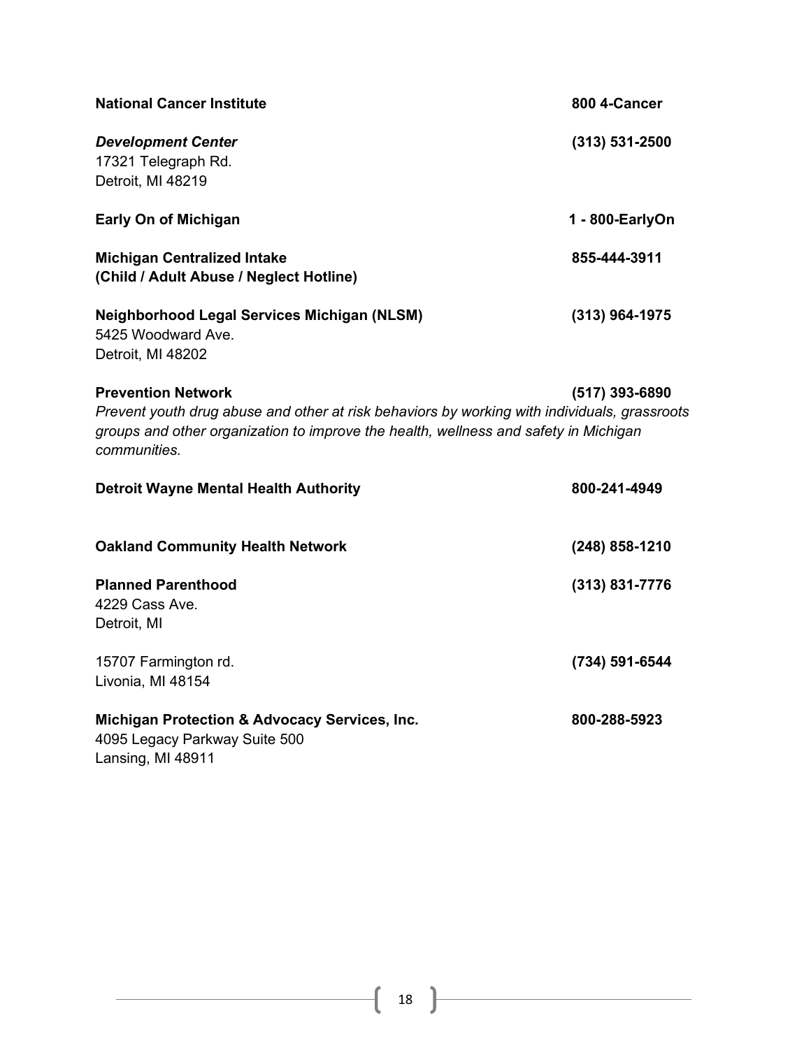**National Cancer Institute** **800 4-Cancer**

***Development Center*** **(313) 531-2500**
17321 Telegraph Rd.
Detroit, MI 48219

**Early On of Michigan** **1 - 800-EarlyOn**

**Michigan Centralized Intake** **855-444-3911**
**(Child / Adult Abuse / Neglect Hotline)**

**Neighborhood Legal Services Michigan (NLSM)** **(313) 964-1975**
5425 Woodward Ave.
Detroit, MI 48202

**Prevention Network** **(517) 393-6890**
*Prevent youth drug abuse and other at risk behaviors by working with individuals, grassroots groups and other organization to improve the health, wellness and safety in Michigan communities.*

**Detroit Wayne Mental Health Authority** **800-241-4949**

**Oakland Community Health Network** **(248) 858-1210**

**Planned Parenthood** **(313) 831-7776**
4229 Cass Ave.
Detroit, MI

15707 Farmington rd. **(734) 591-6544**
Livonia, MI 48154

**Michigan Protection & Advocacy Services, Inc.** **800-288-5923**
4095 Legacy Parkway Suite 500
Lansing, MI 48911